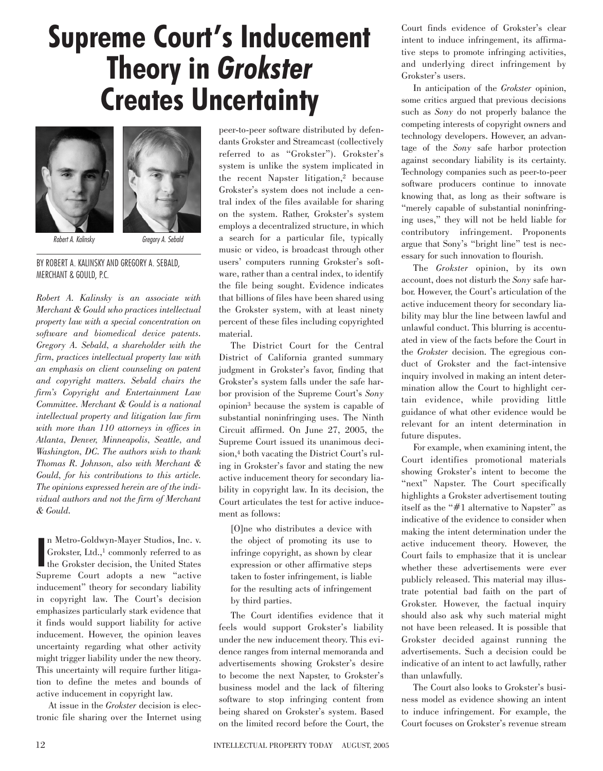# Supreme Court's Inducement Theory in *Grokster* Creates Uncertainty

Robert A. Kalinsky

Gregory A. Sebald

BY ROBERT A. KALINSKY AND GREGORY A. SEBALD, MERCHANT & GOULD, P.C.

*Robert A. Kalinsky is an associate with Merchant & Gould who practices intellectual property law with a special concentration on software and biomedical device patents. Gregory A. Sebald, a shareholder with the firm, practices intellectual property law with an emphasis on client counseling on patent and copyright matters. Sebald chairs the firm's Copyright and Entertainment Law Committee. Merchant & Gould is a national intellectual property and litigation law firm with more than 110 attorneys in offices in Atlanta, Denver, Minneapolis, Seattle, and Washington, DC. The authors wish to thank Thomas R. Johnson, also with Merchant & Gould, for his contributions to this article. The opinions expressed herein are of the individual authors and not the firm of Merchant & Gould.*

In Metro-Goldwyn-Mayer Studios, Inc. v. Grokster, Ltd.,[1] commonly referred to as the Grokster decision, the United States Supreme Court adopts a new "active inducement" theory for secondary liability in copyright law. The Court's decision emphasizes particularly stark evidence that it finds would support liability for active inducement. However, the opinion leaves uncertainty regarding what other activity might trigger liability under the new theory. This uncertainty will require further litigation to define the metes and bounds of active inducement in copyright law.

At issue in the *Grokster* decision is electronic file sharing over the Internet using peer-to-peer software distributed by defendants Grokster and Streamcast (collectively referred to as "Grokster"). Grokster's system is unlike the system implicated in the recent Napster litigation,[2] because Grokster's system does not include a central index of the files available for sharing on the system. Rather, Grokster's system employs a decentralized structure, in which a search for a particular file, typically music or video, is broadcast through other users' computers running Grokster's software, rather than a central index, to identify the file being sought. Evidence indicates that billions of files have been shared using the Grokster system, with at least ninety percent of these files including copyrighted material.

The District Court for the Central District of California granted summary judgment in Grokster's favor, finding that Grokster's system falls under the safe harbor provision of the Supreme Court's *Sony* opinion[3] because the system is capable of substantial noninfringing uses. The Ninth Circuit affirmed. On June 27, 2005, the Supreme Court issued its unanimous decision,[4] both vacating the District Court's ruling in Grokster's favor and stating the new active inducement theory for secondary liability in copyright law. In its decision, the Court articulates the test for active inducement as follows:

> [O]ne who distributes a device with the object of promoting its use to infringe copyright, as shown by clear expression or other affirmative steps taken to foster infringement, is liable for the resulting acts of infringement by third parties.

The Court identifies evidence that it feels would support Grokster's liability under the new inducement theory. This evidence ranges from internal memoranda and advertisements showing Grokster's desire to become the next Napster, to Grokster's business model and the lack of filtering software to stop infringing content from being shared on Grokster's system. Based on the limited record before the Court, the Court finds evidence of Grokster's clear intent to induce infringement, its affirmative steps to promote infringing activities, and underlying direct infringement by Grokster's users.

In anticipation of the *Grokster* opinion, some critics argued that previous decisions such as *Sony* do not properly balance the competing interests of copyright owners and technology developers. However, an advantage of the *Sony* safe harbor protection against secondary liability is its certainty. Technology companies such as peer-to-peer software producers continue to innovate knowing that, as long as their software is "merely capable of substantial noninfringing uses," they will not be held liable for contributory infringement. Proponents argue that Sony's "bright line" test is necessary for such innovation to flourish.

The *Grokster* opinion, by its own account, does not disturb the *Sony* safe harbor. However, the Court's articulation of the active inducement theory for secondary liability may blur the line between lawful and unlawful conduct. This blurring is accentuated in view of the facts before the Court in the *Grokster* decision. The egregious conduct of Grokster and the fact-intensive inquiry involved in making an intent determination allow the Court to highlight certain evidence, while providing little guidance of what other evidence would be relevant for an intent determination in future disputes.

For example, when examining intent, the Court identifies promotional materials showing Grokster's intent to become the "next" Napster. The Court specifically highlights a Grokster advertisement touting itself as the "#1 alternative to Napster" as indicative of the evidence to consider when making the intent determination under the active inducement theory. However, the Court fails to emphasize that it is unclear whether these advertisements were ever publicly released. This material may illustrate potential bad faith on the part of Grokster. However, the factual inquiry should also ask why such material might not have been released. It is possible that Grokster decided against running the advertisements. Such a decision could be indicative of an intent to act lawfully, rather than unlawfully.

The Court also looks to Grokster's business model as evidence showing an intent to induce infringement. For example, the Court focuses on Grokster's revenue stream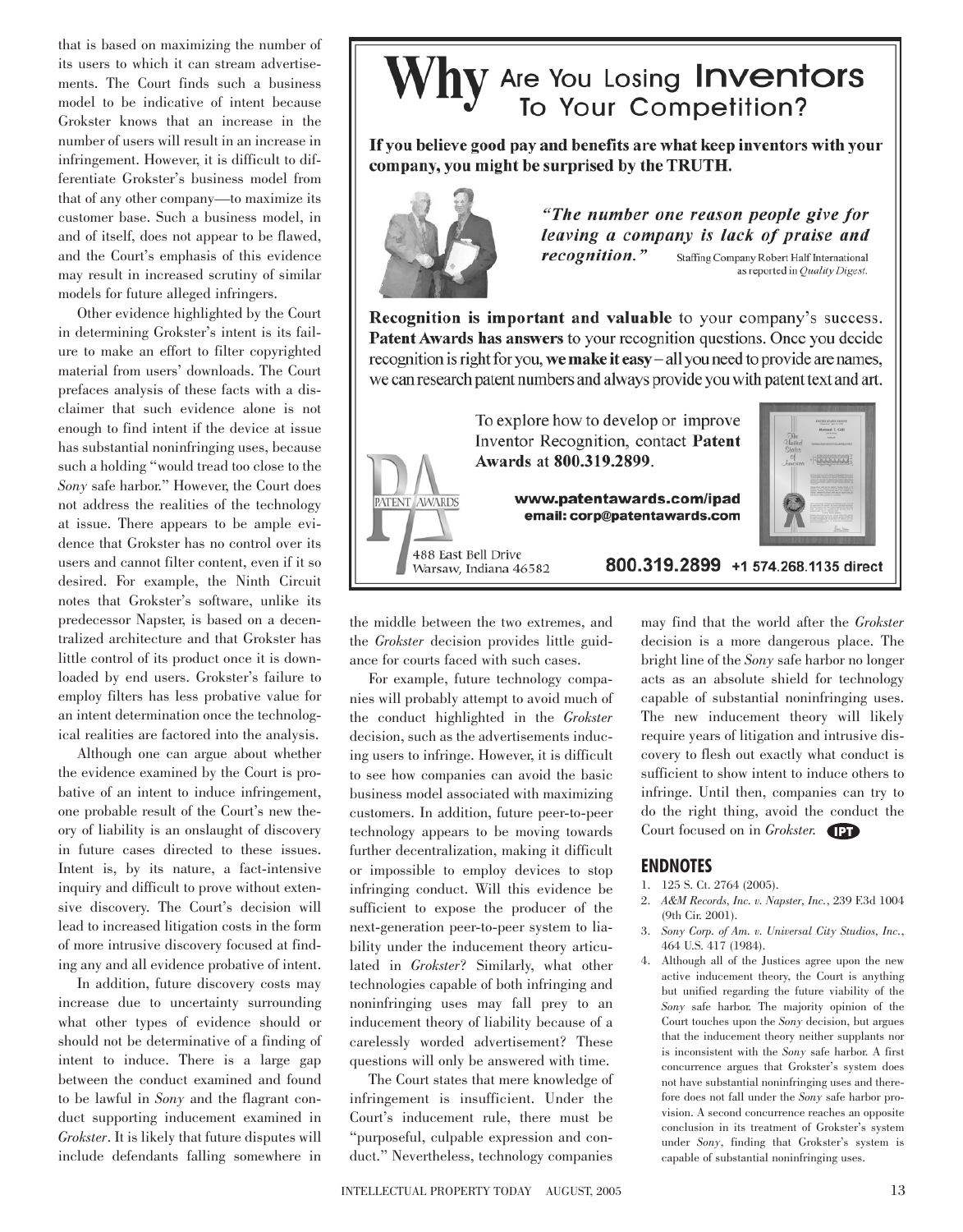that is based on maximizing the number of its users to which it can stream advertisements. The Court finds such a business model to be indicative of intent because Grokster knows that an increase in the number of users will result in an increase in infringement. However, it is difficult to differentiate Grokster's business model from that of any other company—to maximize its customer base. Such a business model, in and of itself, does not appear to be flawed, and the Court's emphasis of this evidence may result in increased scrutiny of similar models for future alleged infringers.

Other evidence highlighted by the Court in determining Grokster's intent is its failure to make an effort to filter copyrighted material from users' downloads. The Court prefaces analysis of these facts with a disclaimer that such evidence alone is not enough to find intent if the device at issue has substantial noninfringing uses, because such a holding "would tread too close to the *Sony* safe harbor." However, the Court does not address the realities of the technology at issue. There appears to be ample evidence that Grokster has no control over its users and cannot filter content, even if it so desired. For example, the Ninth Circuit notes that Grokster's software, unlike its predecessor Napster, is based on a decentralized architecture and that Grokster has little control of its product once it is downloaded by end users. Grokster's failure to employ filters has less probative value for an intent determination once the technological realities are factored into the analysis.

Although one can argue about whether the evidence examined by the Court is probative of an intent to induce infringement, one probable result of the Court's new theory of liability is an onslaught of discovery in future cases directed to these issues. Intent is, by its nature, a fact-intensive inquiry and difficult to prove without extensive discovery. The Court's decision will lead to increased litigation costs in the form of more intrusive discovery focused at finding any and all evidence probative of intent.

In addition, future discovery costs may increase due to uncertainty surrounding what other types of evidence should or should not be determinative of a finding of intent to induce. There is a large gap between the conduct examined and found to be lawful in *Sony* and the flagrant conduct supporting inducement examined in *Grokster*. It is likely that future disputes will include defendants falling somewhere in the middle between the two extremes, and the *Grokster* decision provides little guidance for courts faced with such cases.

For example, future technology companies will probably attempt to avoid much of the conduct highlighted in the *Grokster* decision, such as the advertisements inducing users to infringe. However, it is difficult to see how companies can avoid the basic business model associated with maximizing customers. In addition, future peer-to-peer technology appears to be moving towards further decentralization, making it difficult or impossible to employ devices to stop infringing conduct. Will this evidence be sufficient to expose the producer of the next-generation peer-to-peer system to liability under the inducement theory articulated in *Grokster*? Similarly, what other technologies capable of both infringing and noninfringing uses may fall prey to an inducement theory of liability because of a carelessly worded advertisement? These questions will only be answered with time.

The Court states that mere knowledge of infringement is insufficient. Under the Court's inducement rule, there must be "purposeful, culpable expression and conduct." Nevertheless, technology companies may find that the world after the *Grokster* decision is a more dangerous place. The bright line of the *Sony* safe harbor no longer acts as an absolute shield for technology capable of substantial noninfringing uses. The new inducement theory will likely require years of litigation and intrusive discovery to flesh out exactly what conduct is sufficient to show intent to induce others to infringe. Until then, companies can try to do the right thing, avoid the conduct the Court focused on in *Grokster*.

## ENDNOTES

1. 125 S. Ct. 2764 (2005).
2. *A&M Records, Inc. v. Napster, Inc.*, 239 F.3d 1004 (9th Cir. 2001).
3. *Sony Corp. of Am. v. Universal City Studios, Inc.*, 464 U.S. 417 (1984).
4. Although all of the Justices agree upon the new active inducement theory, the Court is anything but unified regarding the future viability of the *Sony* safe harbor. The majority opinion of the Court touches upon the *Sony* decision, but argues that the inducement theory neither supplants nor is inconsistent with the *Sony* safe harbor. A first concurrence argues that Grokster's system does not have substantial noninfringing uses and therefore does not fall under the *Sony* safe harbor provision. A second concurrence reaches an opposite conclusion in its treatment of Grokster's system under *Sony*, finding that Grokster's system is capable of substantial noninfringing uses.

---

# Why Are You Losing Inventors To Your Competition?

**If you believe good pay and benefits are what keep inventors with your company, you might be surprised by the TRUTH.**

***"The number one reason people give for leaving a company is lack of praise and recognition."*** Staffing Company Robert Half International as reported in *Quality Digest*.

**Recognition is important and valuable** to your company's success. **Patent Awards has answers** to your recognition questions. Once you decide recognition is right for you, **we make it easy** – all you need to provide are names, we can research patent numbers and always provide you with patent text and art.

To explore how to develop or improve Inventor Recognition, contact **Patent Awards** at **800.319.2899**.

**www.patentawards.com/ipad**
**email: corp@patentawards.com**

PATENT AWARDS

488 East Bell Drive
Warsaw, Indiana 46582

**800.319.2899** **+1 574.268.1135 direct**